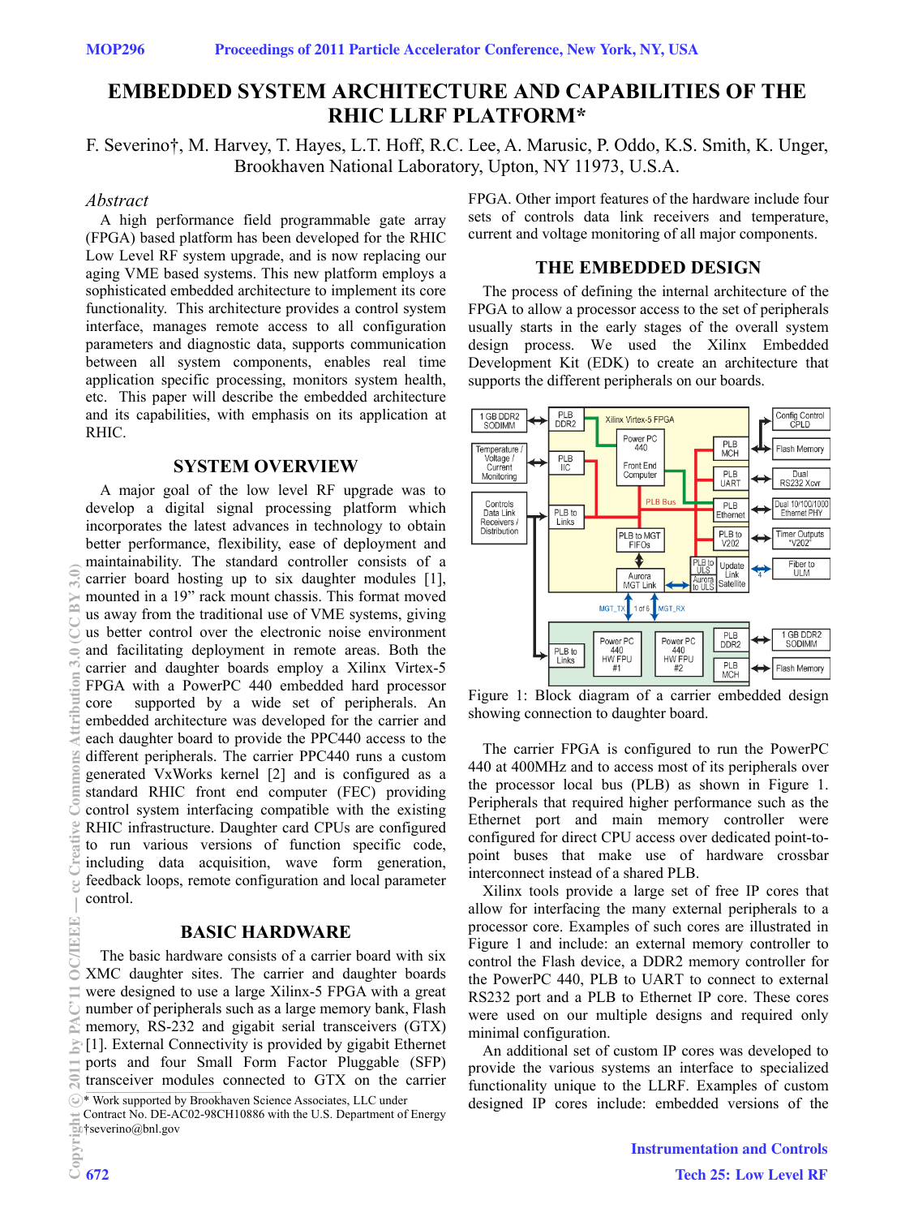# EMBEDDED SYSTEM ARCHITECTURE AND CAPABILITIES OF THE RHIC LLRF PLATFORM*

F. Severino†, M. Harvey, T. Hayes, L.T. Hoff, R.C. Lee, A. Marusic, P. Oddo, K.S. Smith, K. Unger, Brookhaven National Laboratory, Upton, NY 11973, U.S.A.

*Abstract*

A high performance field programmable gate array (FPGA) based platform has been developed for the RHIC Low Level RF system upgrade, and is now replacing our aging VME based systems. This new platform employs a sophisticated embedded architecture to implement its core functionality. This architecture provides a control system interface, manages remote access to all configuration parameters and diagnostic data, supports communication between all system components, enables real time application specific processing, monitors system health, etc. This paper will describe the embedded architecture and its capabilities, with emphasis on its application at RHIC.

## SYSTEM OVERVIEW

A major goal of the low level RF upgrade was to develop a digital signal processing platform which incorporates the latest advances in technology to obtain better performance, flexibility, ease of deployment and maintainability. The standard controller consists of a carrier board hosting up to six daughter modules [1], mounted in a 19" rack mount chassis. This format moved us away from the traditional use of VME systems, giving us better control over the electronic noise environment and facilitating deployment in remote areas. Both the carrier and daughter boards employ a Xilinx Virtex-5 FPGA with a PowerPC 440 embedded hard processor core supported by a wide set of peripherals. An embedded architecture was developed for the carrier and each daughter board to provide the PPC440 access to the different peripherals. The carrier PPC440 runs a custom generated VxWorks kernel [2] and is configured as a standard RHIC front end computer (FEC) providing control system interfacing compatible with the existing RHIC infrastructure. Daughter card CPUs are configured to run various versions of function specific code, including data acquisition, wave form generation, feedback loops, remote configuration and local parameter control.

## BASIC HARDWARE

The basic hardware consists of a carrier board with six XMC daughter sites. The carrier and daughter boards were designed to use a large Xilinx-5 FPGA with a great number of peripherals such as a large memory bank, Flash memory, RS-232 and gigabit serial transceivers (GTX) [1]. External Connectivity is provided by gigabit Ethernet ports and four Small Form Factor Pluggable (SFP) transceiver modules connected to GTX on the carrier FPGA. Other import features of the hardware include four sets of controls data link receivers and temperature, current and voltage monitoring of all major components.

## THE EMBEDDED DESIGN

The process of defining the internal architecture of the FPGA to allow a processor access to the set of peripherals usually starts in the early stages of the overall system design process. We used the Xilinx Embedded Development Kit (EDK) to create an architecture that supports the different peripherals on our boards.

Figure 1: Block diagram of a carrier embedded design showing connection to daughter board.

The carrier FPGA is configured to run the PowerPC 440 at 400MHz and to access most of its peripherals over the processor local bus (PLB) as shown in Figure 1. Peripherals that required higher performance such as the Ethernet port and main memory controller were configured for direct CPU access over dedicated point-to-point buses that make use of hardware crossbar interconnect instead of a shared PLB.

Xilinx tools provide a large set of free IP cores that allow for interfacing the many external peripherals to a processor core. Examples of such cores are illustrated in Figure 1 and include: an external memory controller to control the Flash device, a DDR2 memory controller for the PowerPC 440, PLB to UART to connect to external RS232 port and a PLB to Ethernet IP core. These cores were used on our multiple designs and required only minimal configuration.

An additional set of custom IP cores was developed to provide the various systems an interface to specialized functionality unique to the LLRF. Examples of custom designed IP cores include: embedded versions of the

* Work supported by Brookhaven Science Associates, LLC under Contract No. DE-AC02-98CH10886 with the U.S. Department of Energy
†severino@bnl.gov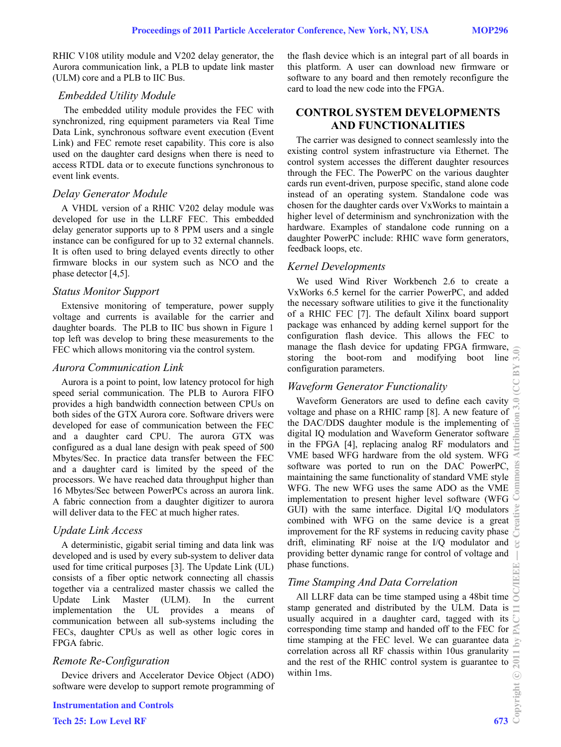RHIC V108 utility module and V202 delay generator, the Aurora communication link, a PLB to update link master (ULM) core and a PLB to IIC Bus.

### *Embedded Utility Module*

The embedded utility module provides the FEC with synchronized, ring equipment parameters via Real Time Data Link, synchronous software event execution (Event Link) and FEC remote reset capability. This core is also used on the daughter card designs when there is need to access RTDL data or to execute functions synchronous to event link events.

### *Delay Generator Module*

A VHDL version of a RHIC V202 delay module was developed for use in the LLRF FEC. This embedded delay generator supports up to 8 PPM users and a single instance can be configured for up to 32 external channels. It is often used to bring delayed events directly to other firmware blocks in our system such as NCO and the phase detector [4,5].

### *Status Monitor Support*

Extensive monitoring of temperature, power supply voltage and currents is available for the carrier and daughter boards. The PLB to IIC bus shown in Figure 1 top left was develop to bring these measurements to the FEC which allows monitoring via the control system.

### *Aurora Communication Link*

Aurora is a point to point, low latency protocol for high speed serial communication. The PLB to Aurora FIFO provides a high bandwidth connection between CPUs on both sides of the GTX Aurora core. Software drivers were developed for ease of communication between the FEC and a daughter card CPU. The aurora GTX was configured as a dual lane design with peak speed of 500 Mbytes/Sec. In practice data transfer between the FEC and a daughter card is limited by the speed of the processors. We have reached data throughput higher than 16 Mbytes/Sec between PowerPCs across an aurora link. A fabric connection from a daughter digitizer to aurora will deliver data to the FEC at much higher rates.

### *Update Link Access*

A deterministic, gigabit serial timing and data link was developed and is used by every sub-system to deliver data used for time critical purposes [3]. The Update Link (UL) consists of a fiber optic network connecting all chassis together via a centralized master chassis we called the Update Link Master (ULM). In the current implementation the UL provides a means of communication between all sub-systems including the FECs, daughter CPUs as well as other logic cores in FPGA fabric.

### *Remote Re-Configuration*

Device drivers and Accelerator Device Object (ADO) software were develop to support remote programming of the flash device which is an integral part of all boards in this platform. A user can download new firmware or software to any board and then remotely reconfigure the card to load the new code into the FPGA.

## CONTROL SYSTEM DEVELOPMENTS AND FUNCTIONALITIES

The carrier was designed to connect seamlessly into the existing control system infrastructure via Ethernet. The control system accesses the different daughter resources through the FEC. The PowerPC on the various daughter cards run event-driven, purpose specific, stand alone code instead of an operating system. Standalone code was chosen for the daughter cards over VxWorks to maintain a higher level of determinism and synchronization with the hardware. Examples of standalone code running on a daughter PowerPC include: RHIC wave form generators, feedback loops, etc.

### *Kernel Developments*

We used Wind River Workbench 2.6 to create a VxWorks 6.5 kernel for the carrier PowerPC, and added the necessary software utilities to give it the functionality of a RHIC FEC [7]. The default Xilinx board support package was enhanced by adding kernel support for the configuration flash device. This allows the FEC to manage the flash device for updating FPGA firmware, storing the boot-rom and modifying boot line configuration parameters.

### *Waveform Generator Functionality*

Waveform Generators are used to define each cavity voltage and phase on a RHIC ramp [8]. A new feature of the DAC/DDS daughter module is the implementing of digital IQ modulation and Waveform Generator software in the FPGA [4], replacing analog RF modulators and VME based WFG hardware from the old system. WFG software was ported to run on the DAC PowerPC, maintaining the same functionality of standard VME style WFG. The new WFG uses the same ADO as the VME implementation to present higher level software (WFG GUI) with the same interface. Digital I/Q modulators combined with WFG on the same device is a great improvement for the RF systems in reducing cavity phase drift, eliminating RF noise at the I/Q modulator and providing better dynamic range for control of voltage and phase functions.

### *Time Stamping And Data Correlation*

All LLRF data can be time stamped using a 48bit time stamp generated and distributed by the ULM. Data is usually acquired in a daughter card, tagged with its corresponding time stamp and handed off to the FEC for time stamping at the FEC level. We can guarantee data correlation across all RF chassis within 10us granularity and the rest of the RHIC control system is guarantee to within 1ms.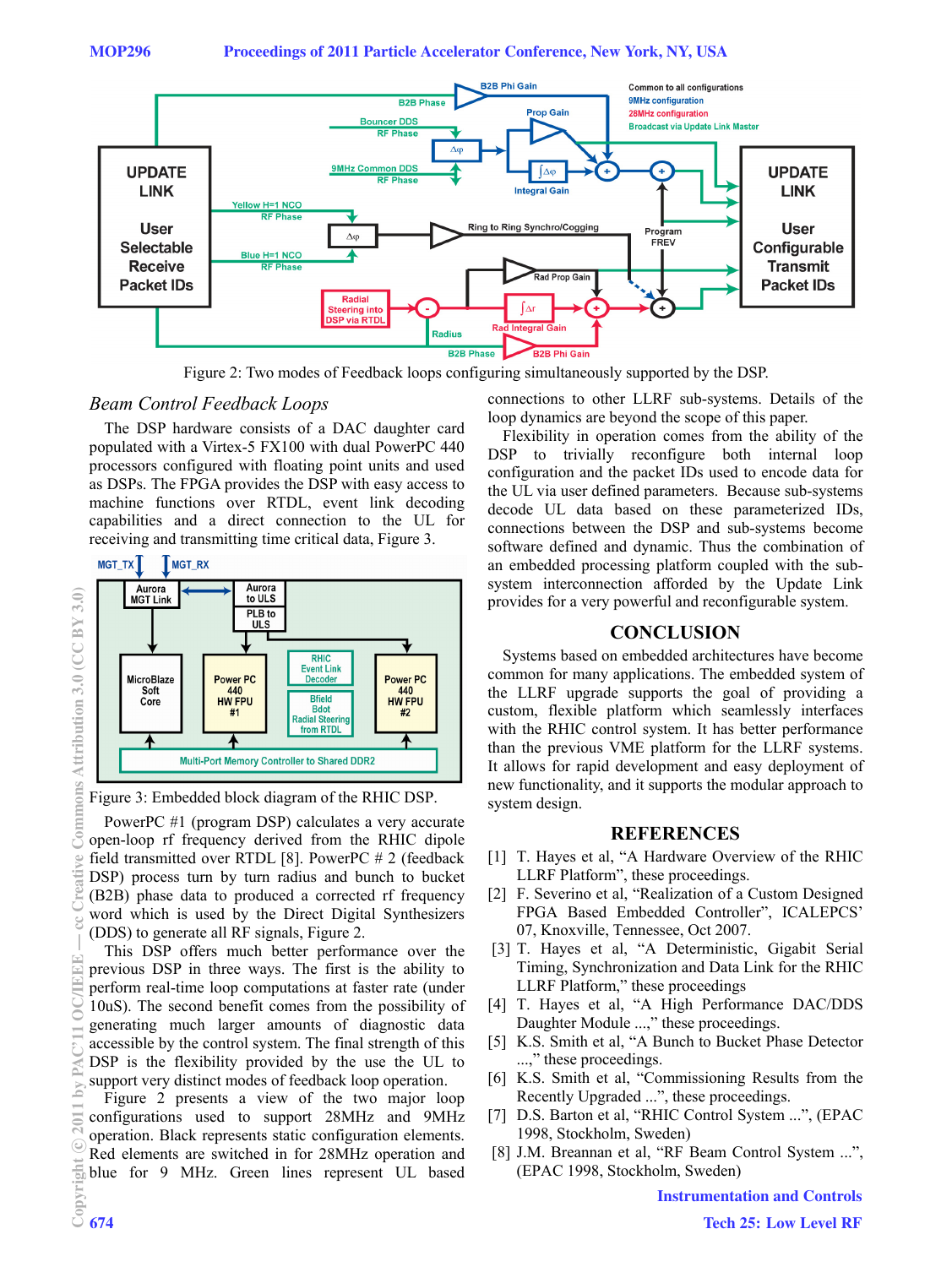UPDATE LINK

User Selectable Receive Packet IDs

B2B Phase

B2B Phi Gain

Prop Gain

Bouncer DDS RF Phase

9MHz Common DDS RF Phase

Integral Gain

Yellow H=1 NCO RF Phase

Blue H=1 NCO RF Phase

Ring to Ring Synchro/Cogging

Program FREV

Rad Prop Gain

Radial Steering into DSP via RTDL

Rad Integral Gain

Radius

B2B Phase

B2B Phi Gain

Common to all configurations

9MHz configuration

28MHz configuration

Broadcast via Update Link Master

UPDATE LINK

User Configurable Transmit Packet IDs

Figure 2: Two modes of Feedback loops configuring simultaneously supported by the DSP.

## Beam Control Feedback Loops

The DSP hardware consists of a DAC daughter card populated with a Virtex-5 FX100 with dual PowerPC 440 processors configured with floating point units and used as DSPs. The FPGA provides the DSP with easy access to machine functions over RTDL, event link decoding capabilities and a direct connection to the UL for receiving and transmitting time critical data, Figure 3.

MGT_TX

MGT_RX

Aurora MGT Link

Aurora to ULS

PLB to ULS

MicroBlaze Soft Core

Power PC 440 HW FPU #1

RHIC Event Link Decoder

Bfield Bdot Radial Steering from RTDL

Power PC 440 HW FPU #2

Multi-Port Memory Controller to Shared DDR2

Figure 3: Embedded block diagram of the RHIC DSP.

PowerPC #1 (program DSP) calculates a very accurate open-loop rf frequency derived from the RHIC dipole field transmitted over RTDL [8]. PowerPC # 2 (feedback DSP) process turn by turn radius and bunch to bucket (B2B) phase data to produced a corrected rf frequency word which is used by the Direct Digital Synthesizers (DDS) to generate all RF signals, Figure 2.

This DSP offers much better performance over the previous DSP in three ways. The first is the ability to perform real-time loop computations at faster rate (under 10uS). The second benefit comes from the possibility of generating much larger amounts of diagnostic data accessible by the control system. The final strength of this DSP is the flexibility provided by the use the UL to support very distinct modes of feedback loop operation.

Figure 2 presents a view of the two major loop configurations used to support 28MHz and 9MHz operation. Black represents static configuration elements. Red elements are switched in for 28MHz operation and blue for 9 MHz. Green lines represent UL based connections to other LLRF sub-systems. Details of the loop dynamics are beyond the scope of this paper.

Flexibility in operation comes from the ability of the DSP to trivially reconfigure both internal loop configuration and the packet IDs used to encode data for the UL via user defined parameters. Because sub-systems decode UL data based on these parameterized IDs, connections between the DSP and sub-systems become software defined and dynamic. Thus the combination of an embedded processing platform coupled with the sub-system interconnection afforded by the Update Link provides for a very powerful and reconfigurable system.

## CONCLUSION

Systems based on embedded architectures have become common for many applications. The embedded system of the LLRF upgrade supports the goal of providing a custom, flexible platform which seamlessly interfaces with the RHIC control system. It has better performance than the previous VME platform for the LLRF systems. It allows for rapid development and easy deployment of new functionality, and it supports the modular approach to system design.

## REFERENCES

[1] T. Hayes et al, "A Hardware Overview of the RHIC LLRF Platform", these proceedings.

[2] F. Severino et al, "Realization of a Custom Designed FPGA Based Embedded Controller", ICALEPCS' 07, Knoxville, Tennessee, Oct 2007.

[3] T. Hayes et al, "A Deterministic, Gigabit Serial Timing, Synchronization and Data Link for the RHIC LLRF Platform," these proceedings

[4] T. Hayes et al, "A High Performance DAC/DDS Daughter Module ...," these proceedings.

[5] K.S. Smith et al, "A Bunch to Bucket Phase Detector ...," these proceedings.

[6] K.S. Smith et al, "Commissioning Results from the Recently Upgraded ...", these proceedings.

[7] D.S. Barton et al, "RHIC Control System ...", (EPAC 1998, Stockholm, Sweden)

[8] J.M. Breannan et al, "RF Beam Control System ...", (EPAC 1998, Stockholm, Sweden)